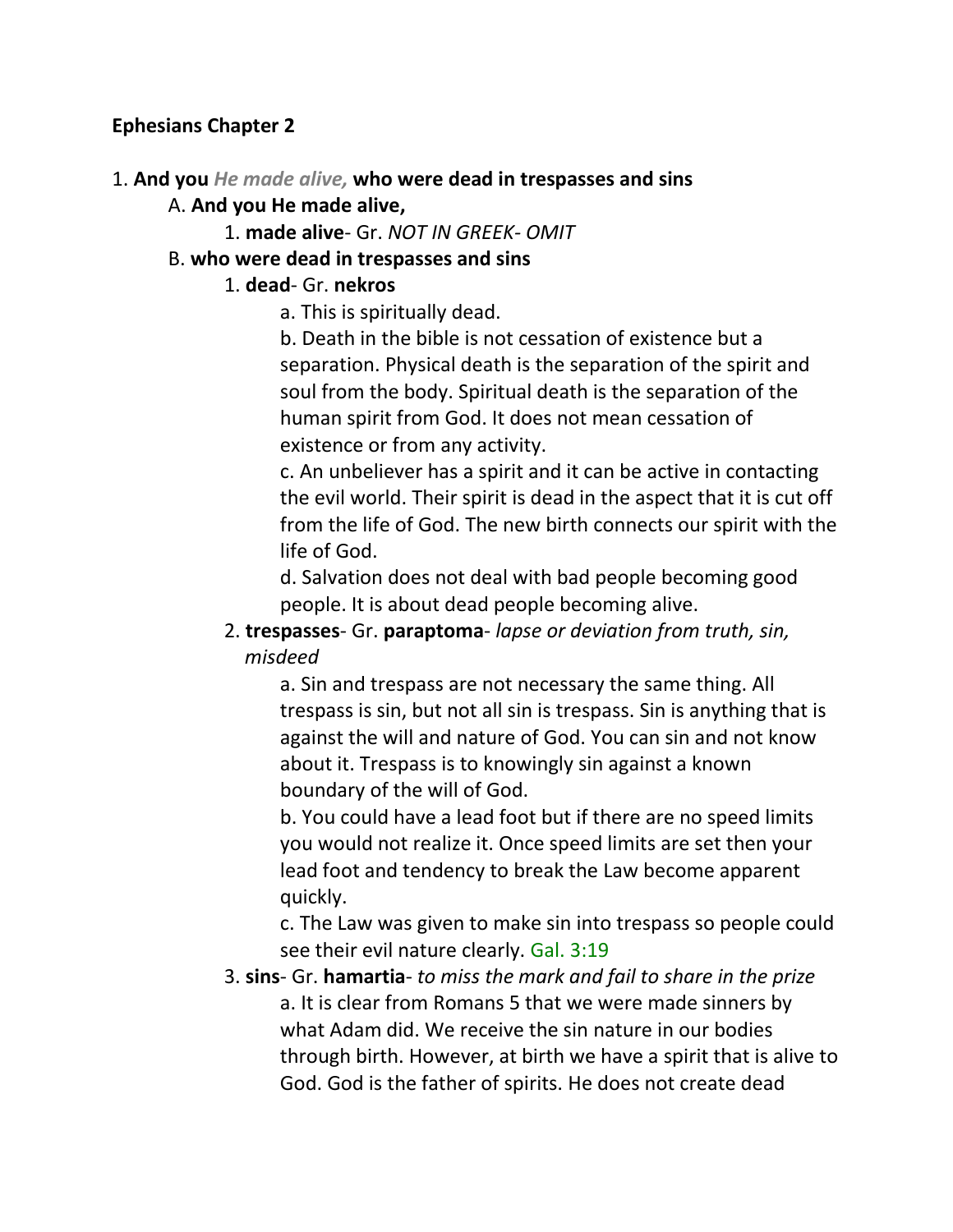**Ephesians Chapter 2**

1. **And you** ***He made alive,*** **who were dead in trespasses and sins**
   A. **And you He made alive,**
      1. **made alive**- Gr. *NOT IN GREEK- OMIT*
   B. **who were dead in trespasses and sins**
      1. **dead**- Gr. **nekros**
         a. This is spiritually dead.
         b. Death in the bible is not cessation of existence but a separation. Physical death is the separation of the spirit and soul from the body. Spiritual death is the separation of the human spirit from God. It does not mean cessation of existence or from any activity.
         c. An unbeliever has a spirit and it can be active in contacting the evil world. Their spirit is dead in the aspect that it is cut off from the life of God. The new birth connects our spirit with the life of God.
         d. Salvation does not deal with bad people becoming good people. It is about dead people becoming alive.
      2. **trespasses**- Gr. **paraptoma**- *lapse or deviation from truth, sin, misdeed*
         a. Sin and trespass are not necessary the same thing. All trespass is sin, but not all sin is trespass. Sin is anything that is against the will and nature of God. You can sin and not know about it. Trespass is to knowingly sin against a known boundary of the will of God.
         b. You could have a lead foot but if there are no speed limits you would not realize it. Once speed limits are set then your lead foot and tendency to break the Law become apparent quickly.
         c. The Law was given to make sin into trespass so people could see their evil nature clearly. Gal. 3:19
      3. **sins**- Gr. **hamartia**- *to miss the mark and fail to share in the prize*
         a. It is clear from Romans 5 that we were made sinners by what Adam did. We receive the sin nature in our bodies through birth. However, at birth we have a spirit that is alive to God. God is the father of spirits. He does not create dead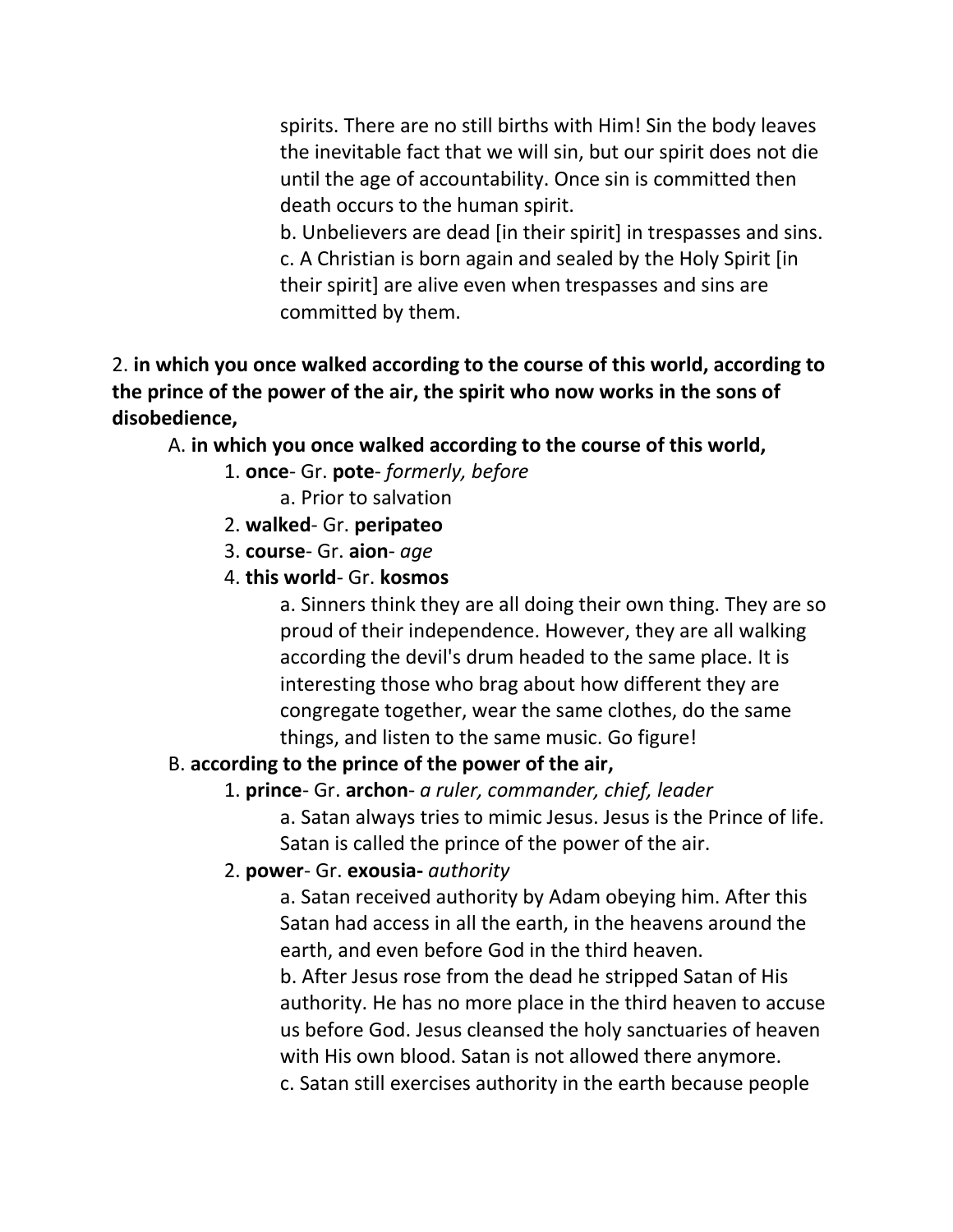spirits. There are no still births with Him! Sin the body leaves the inevitable fact that we will sin, but our spirit does not die until the age of accountability. Once sin is committed then death occurs to the human spirit.

b. Unbelievers are dead [in their spirit] in trespasses and sins.

c. A Christian is born again and sealed by the Holy Spirit [in their spirit] are alive even when trespasses and sins are committed by them.

2. **in which you once walked according to the course of this world, according to the prince of the power of the air, the spirit who now works in the sons of disobedience,**

A. **in which you once walked according to the course of this world,**

1. **once**- Gr. **pote**- *formerly, before*

a. Prior to salvation

2. **walked**- Gr. **peripateo**

3. **course**- Gr. **aion**- *age*

4. **this world**- Gr. **kosmos**

a. Sinners think they are all doing their own thing. They are so proud of their independence. However, they are all walking according the devil's drum headed to the same place. It is interesting those who brag about how different they are congregate together, wear the same clothes, do the same things, and listen to the same music. Go figure!

B. **according to the prince of the power of the air,**

1. **prince**- Gr. **archon**- *a ruler, commander, chief, leader*

a. Satan always tries to mimic Jesus. Jesus is the Prince of life. Satan is called the prince of the power of the air.

2. **power**- Gr. **exousia-** *authority*

a. Satan received authority by Adam obeying him. After this Satan had access in all the earth, in the heavens around the earth, and even before God in the third heaven.

b. After Jesus rose from the dead he stripped Satan of His authority. He has no more place in the third heaven to accuse us before God. Jesus cleansed the holy sanctuaries of heaven with His own blood. Satan is not allowed there anymore.

c. Satan still exercises authority in the earth because people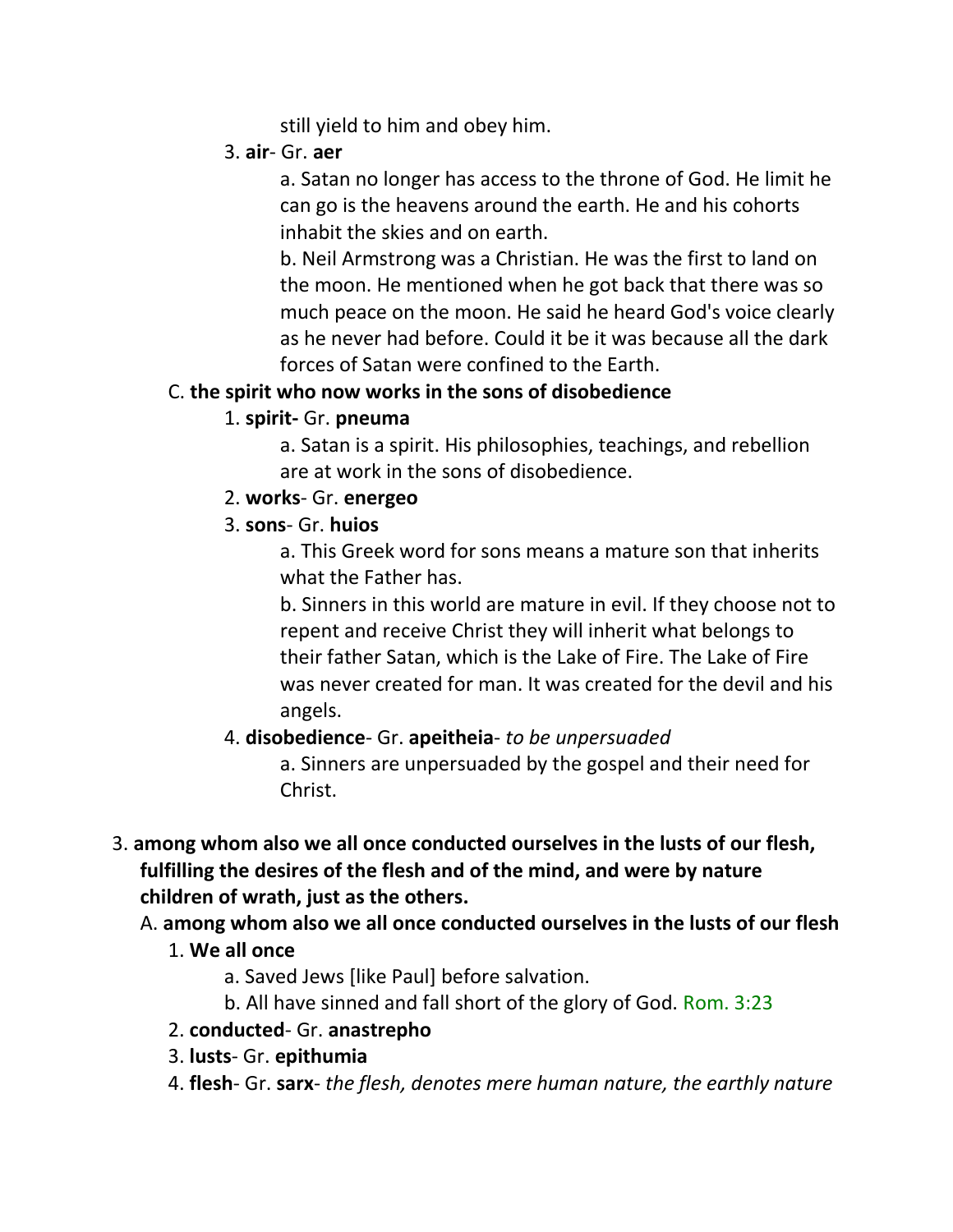still yield to him and obey him.

3. **air**- Gr. **aer**
    - a. Satan no longer has access to the throne of God. He limit he can go is the heavens around the earth. He and his cohorts inhabit the skies and on earth.
    - b. Neil Armstrong was a Christian. He was the first to land on the moon. He mentioned when he got back that there was so much peace on the moon. He said he heard God's voice clearly as he never had before. Could it be it was because all the dark forces of Satan were confined to the Earth.

C. **the spirit who now works in the sons of disobedience**

1. **spirit-** Gr. **pneuma**
    - a. Satan is a spirit. His philosophies, teachings, and rebellion are at work in the sons of disobedience.
2. **works**- Gr. **energeo**
3. **sons**- Gr. **huios**
    - a. This Greek word for sons means a mature son that inherits what the Father has.
    - b. Sinners in this world are mature in evil. If they choose not to repent and receive Christ they will inherit what belongs to their father Satan, which is the Lake of Fire. The Lake of Fire was never created for man. It was created for the devil and his angels.
4. **disobedience**- Gr. **apeitheia**- *to be unpersuaded*
    - a. Sinners are unpersuaded by the gospel and their need for Christ.

3. **among whom also we all once conducted ourselves in the lusts of our flesh, fulfilling the desires of the flesh and of the mind, and were by nature children of wrath, just as the others.**

A. **among whom also we all once conducted ourselves in the lusts of our flesh**

1. **We all once**
    - a. Saved Jews [like Paul] before salvation.
    - b. All have sinned and fall short of the glory of God. Rom. 3:23
2. **conducted**- Gr. **anastrepho**
3. **lusts**- Gr. **epithumia**
4. **flesh**- Gr. **sarx**- *the flesh, denotes mere human nature, the earthly nature*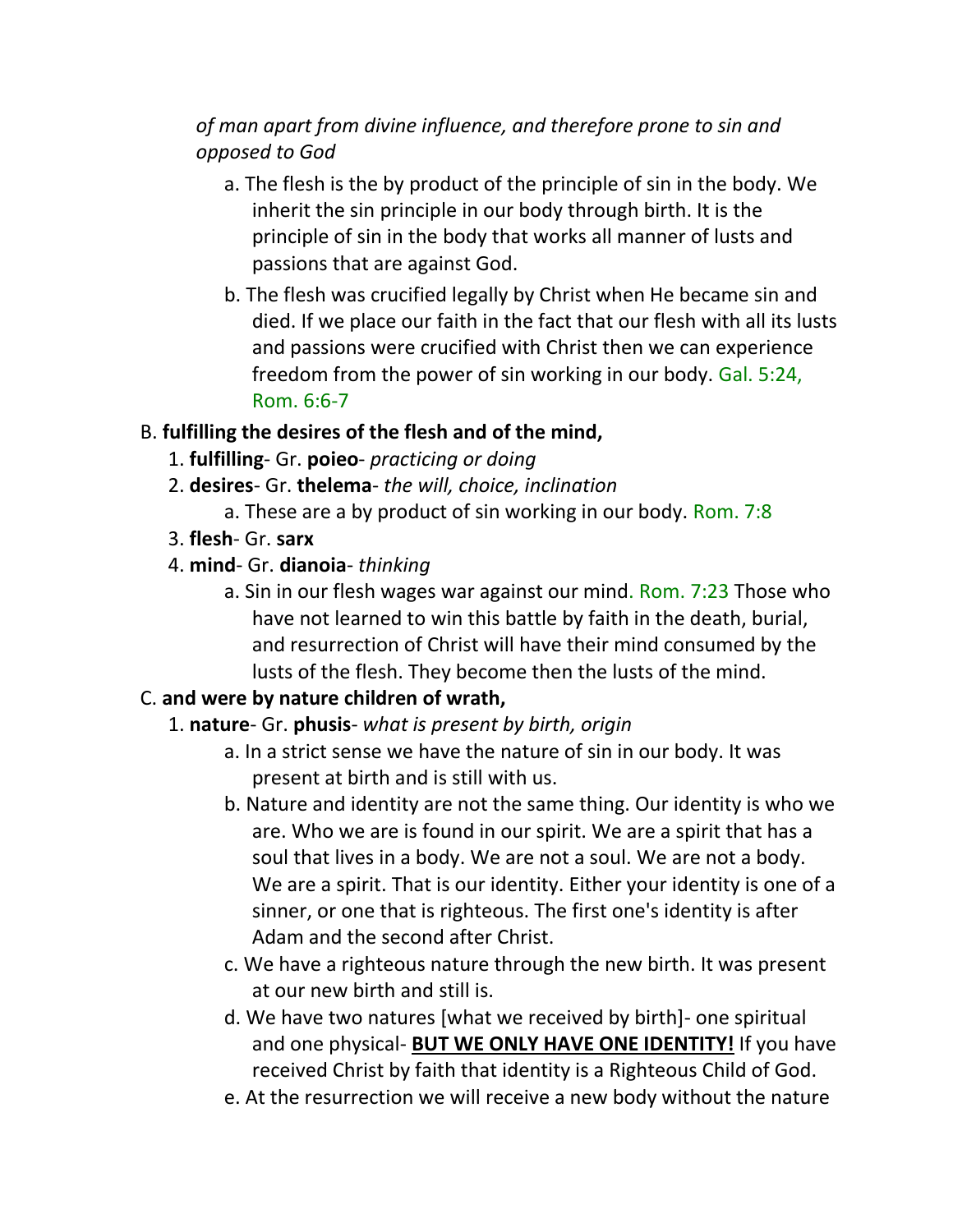*of man apart from divine influence, and therefore prone to sin and opposed to God*

   a. The flesh is the by product of the principle of sin in the body. We inherit the sin principle in our body through birth. It is the principle of sin in the body that works all manner of lusts and passions that are against God.

   b. The flesh was crucified legally by Christ when He became sin and died. If we place our faith in the fact that our flesh with all its lusts and passions were crucified with Christ then we can experience freedom from the power of sin working in our body. Gal. 5:24, Rom. 6:6-7

B. **fulfilling the desires of the flesh and of the mind,**

   1. **fulfilling**- Gr. **poieo**- *practicing or doing*
   2. **desires**- Gr. **thelema**- *the will, choice, inclination*
      a. These are a by product of sin working in our body. Rom. 7:8
   3. **flesh**- Gr. **sarx**
   4. **mind**- Gr. **dianoia**- *thinking*
      a. Sin in our flesh wages war against our mind. Rom. 7:23 Those who have not learned to win this battle by faith in the death, burial, and resurrection of Christ will have their mind consumed by the lusts of the flesh. They become then the lusts of the mind.

C. **and were by nature children of wrath,**

   1. **nature**- Gr. **phusis**- *what is present by birth, origin*
      a. In a strict sense we have the nature of sin in our body. It was present at birth and is still with us.
      b. Nature and identity are not the same thing. Our identity is who we are. Who we are is found in our spirit. We are a spirit that has a soul that lives in a body. We are not a soul. We are not a body. We are a spirit. That is our identity. Either your identity is one of a sinner, or one that is righteous. The first one's identity is after Adam and the second after Christ.
      c. We have a righteous nature through the new birth. It was present at our new birth and still is.
      d. We have two natures [what we received by birth]- one spiritual and one physical- <u>**BUT WE ONLY HAVE ONE IDENTITY!**</u> If you have received Christ by faith that identity is a Righteous Child of God.
      e. At the resurrection we will receive a new body without the nature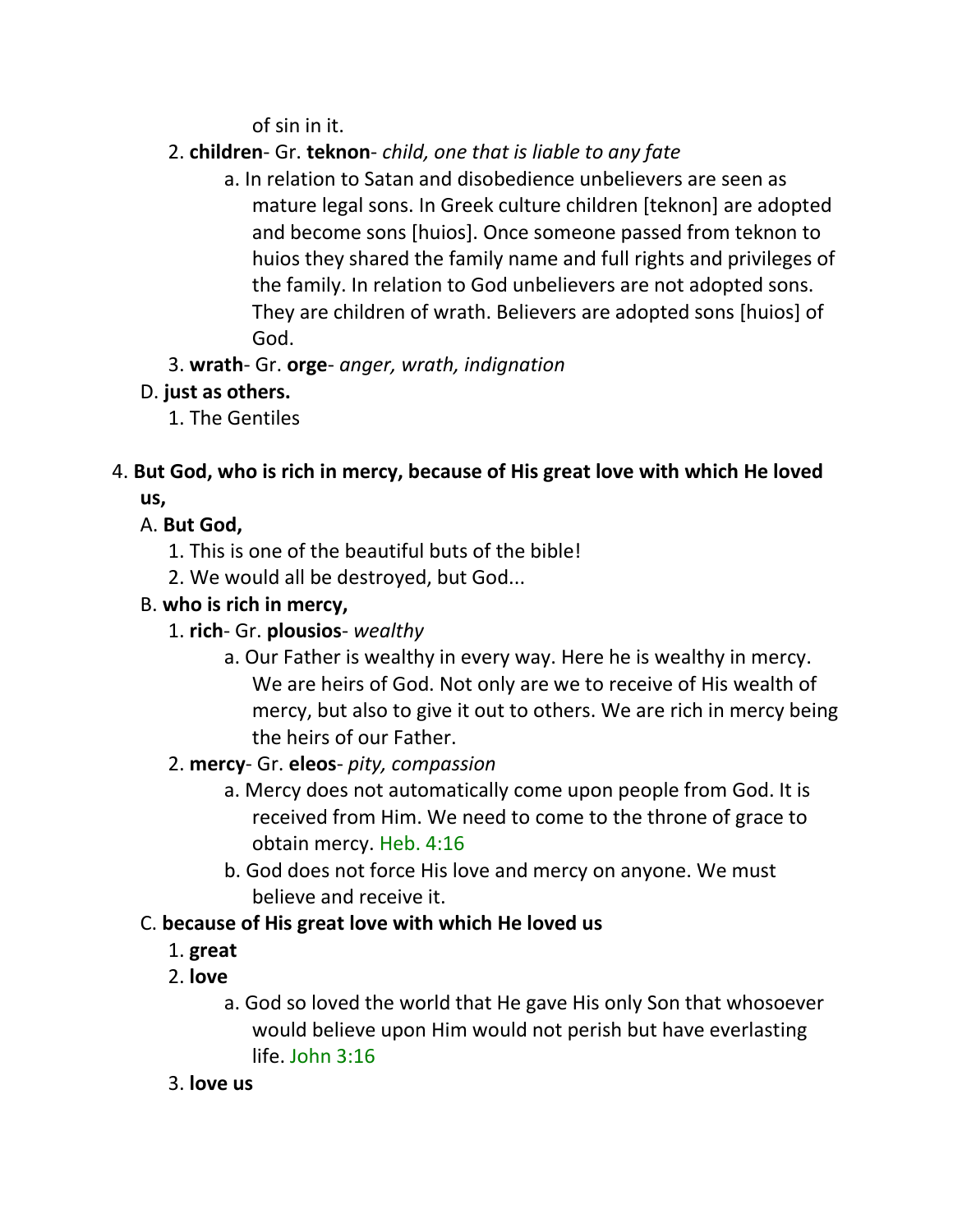of sin in it.

2. **children**- Gr. **teknon**- *child, one that is liable to any fate*
    a. In relation to Satan and disobedience unbelievers are seen as mature legal sons. In Greek culture children [teknon] are adopted and become sons [huios]. Once someone passed from teknon to huios they shared the family name and full rights and privileges of the family. In relation to God unbelievers are not adopted sons. They are children of wrath. Believers are adopted sons [huios] of God.
3. **wrath**- Gr. **orge**- *anger, wrath, indignation*

D. **just as others.**
1. The Gentiles

4. **But God, who is rich in mercy, because of His great love with which He loved us,**

A. **But God,**
1. This is one of the beautiful buts of the bible!
2. We would all be destroyed, but God...

B. **who is rich in mercy,**
1. **rich**- Gr. **plousios**- *wealthy*
    a. Our Father is wealthy in every way. Here he is wealthy in mercy. We are heirs of God. Not only are we to receive of His wealth of mercy, but also to give it out to others. We are rich in mercy being the heirs of our Father.
2. **mercy**- Gr. **eleos**- *pity, compassion*
    a. Mercy does not automatically come upon people from God. It is received from Him. We need to come to the throne of grace to obtain mercy. Heb. 4:16
    b. God does not force His love and mercy on anyone. We must believe and receive it.

C. **because of His great love with which He loved us**
1. **great**
2. **love**
    a. God so loved the world that He gave His only Son that whosoever would believe upon Him would not perish but have everlasting life. John 3:16
3. **love us**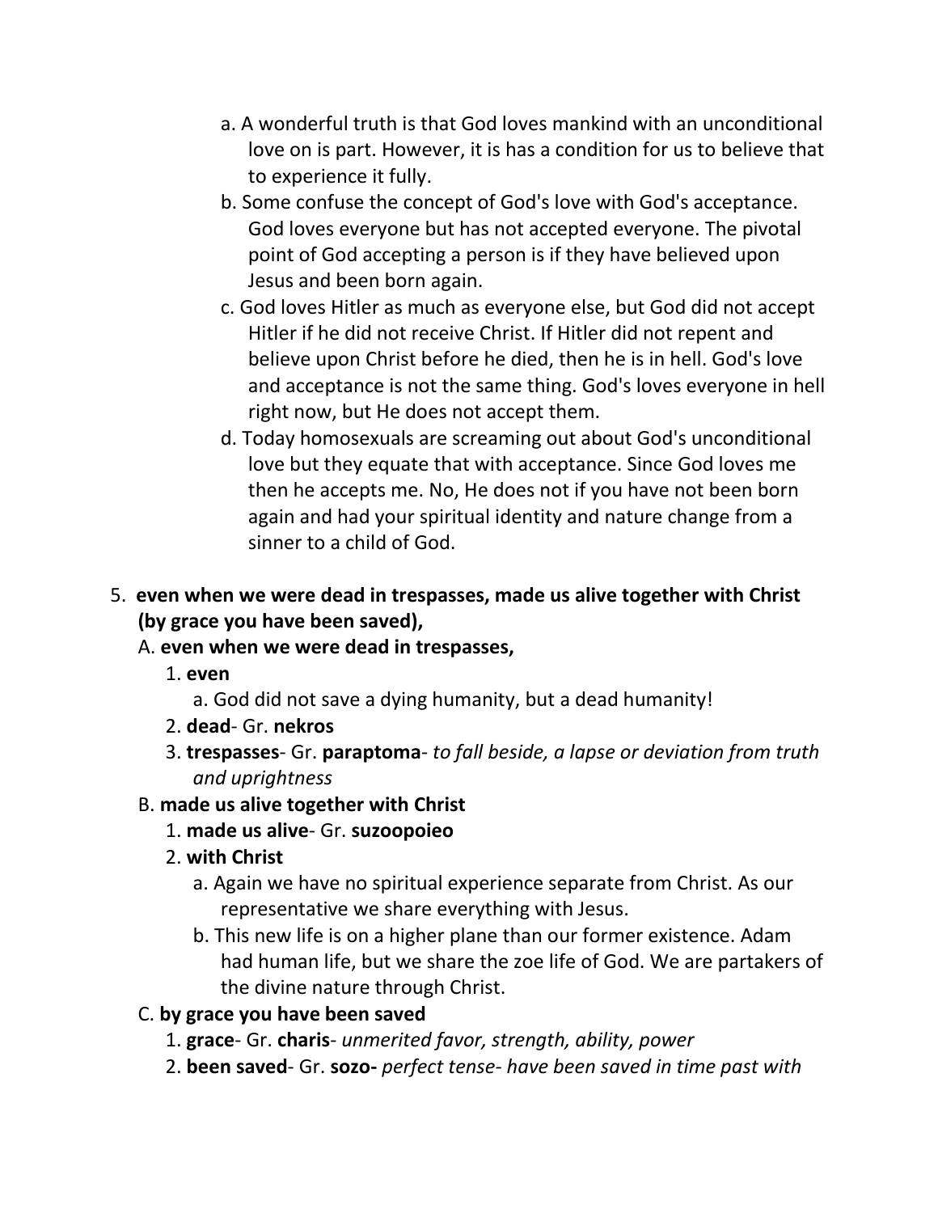a. A wonderful truth is that God loves mankind with an unconditional love on is part. However, it is has a condition for us to believe that to experience it fully.

b. Some confuse the concept of God's love with God's acceptance. God loves everyone but has not accepted everyone. The pivotal point of God accepting a person is if they have believed upon Jesus and been born again.

c. God loves Hitler as much as everyone else, but God did not accept Hitler if he did not receive Christ. If Hitler did not repent and believe upon Christ before he died, then he is in hell. God's love and acceptance is not the same thing. God's loves everyone in hell right now, but He does not accept them.

d. Today homosexuals are screaming out about God's unconditional love but they equate that with acceptance. Since God loves me then he accepts me. No, He does not if you have not been born again and had your spiritual identity and nature change from a sinner to a child of God.

5. **even when we were dead in trespasses, made us alive together with Christ (by grace you have been saved),**

   A. **even when we were dead in trespasses,**

      1. **even**

         a. God did not save a dying humanity, but a dead humanity!

      2. **dead**- Gr. **nekros**

      3. **trespasses**- Gr. **paraptoma**- *to fall beside, a lapse or deviation from truth and uprightness*

   B. **made us alive together with Christ**

      1. **made us alive**- Gr. **suzoopoieo**

      2. **with Christ**

         a. Again we have no spiritual experience separate from Christ. As our representative we share everything with Jesus.

         b. This new life is on a higher plane than our former existence. Adam had human life, but we share the zoe life of God. We are partakers of the divine nature through Christ.

   C. **by grace you have been saved**

      1. **grace**- Gr. **charis**- *unmerited favor, strength, ability, power*

      2. **been saved**- Gr. **sozo-** *perfect tense- have been saved in time past with*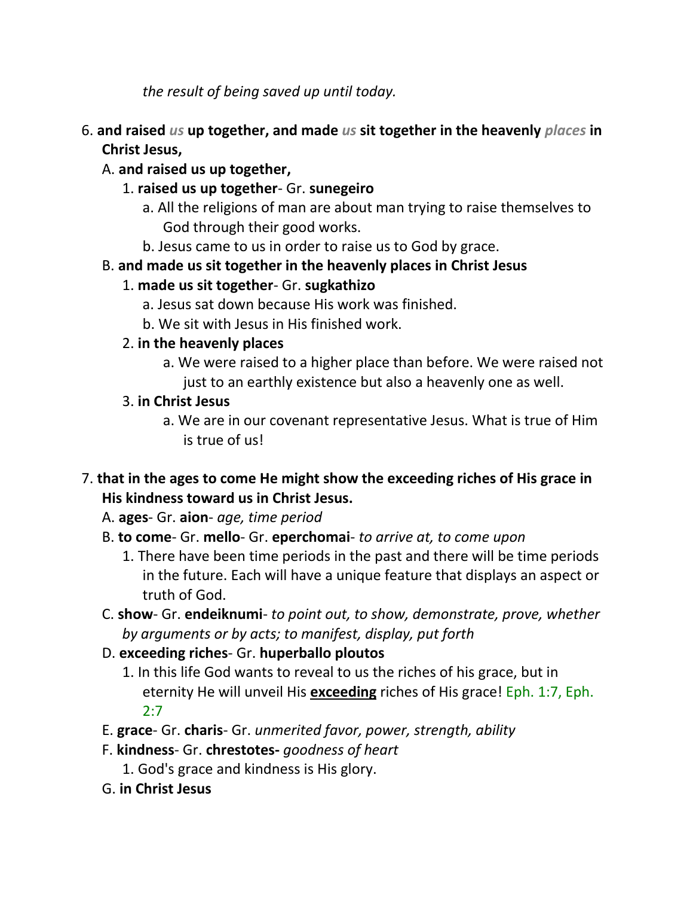*the result of being saved up until today.*

6. **and raised** ***us*** **up together, and made** ***us*** **sit together in the heavenly** ***places*** **in Christ Jesus,**
   A. **and raised us up together,**
      1. **raised us up together**- Gr. **sunegeiro**
         a. All the religions of man are about man trying to raise themselves to God through their good works.
         b. Jesus came to us in order to raise us to God by grace.
   B. **and made us sit together in the heavenly places in Christ Jesus**
      1. **made us sit together**- Gr. **sugkathizo**
         a. Jesus sat down because His work was finished.
         b. We sit with Jesus in His finished work.
      2. **in the heavenly places**
         a. We were raised to a higher place than before. We were raised not just to an earthly existence but also a heavenly one as well.
      3. **in Christ Jesus**
         a. We are in our covenant representative Jesus. What is true of Him is true of us!

7. **that in the ages to come He might show the exceeding riches of His grace in His kindness toward us in Christ Jesus.**
   A. **ages**- Gr. **aion**- *age, time period*
   B. **to come**- Gr. **mello**- Gr. **eperchomai**- *to arrive at, to come upon*
      1. There have been time periods in the past and there will be time periods in the future. Each will have a unique feature that displays an aspect or truth of God.
   C. **show**- Gr. **endeiknumi**- *to point out, to show, demonstrate, prove, whether by arguments or by acts; to manifest, display, put forth*
   D. **exceeding riches**- Gr. **huperballo ploutos**
      1. In this life God wants to reveal to us the riches of his grace, but in eternity He will unveil His **exceeding** riches of His grace! Eph. 1:7, Eph. 2:7
   E. **grace**- Gr. **charis**- Gr. *unmerited favor, power, strength, ability*
   F. **kindness**- Gr. **chrestotes-** *goodness of heart*
      1. God's grace and kindness is His glory.
   G. **in Christ Jesus**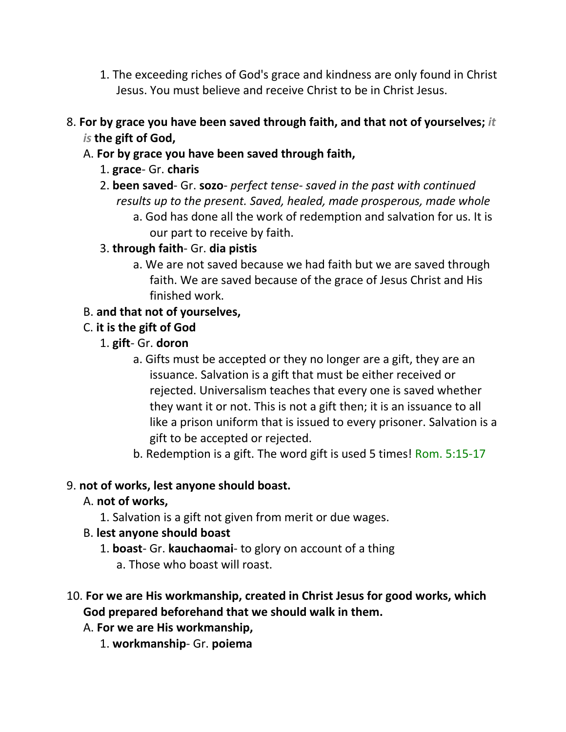1. The exceeding riches of God's grace and kindness are only found in Christ Jesus. You must believe and receive Christ to be in Christ Jesus.

8. **For by grace you have been saved through faith, and that not of yourselves;** ***it is*** **the gift of God,**
   - A. **For by grace you have been saved through faith,**
     1. **grace**- Gr. **charis**
     2. **been saved**- Gr. **sozo**- *perfect tense- saved in the past with continued results up to the present. Saved, healed, made prosperous, made whole*
        - a. God has done all the work of redemption and salvation for us. It is our part to receive by faith.
     3. **through faith**- Gr. **dia pistis**
        - a. We are not saved because we had faith but we are saved through faith. We are saved because of the grace of Jesus Christ and His finished work.
   - B. **and that not of yourselves,**
   - C. **it is the gift of God**
     1. **gift**- Gr. **doron**
        - a. Gifts must be accepted or they no longer are a gift, they are an issuance. Salvation is a gift that must be either received or rejected. Universalism teaches that every one is saved whether they want it or not. This is not a gift then; it is an issuance to all like a prison uniform that is issued to every prisoner. Salvation is a gift to be accepted or rejected.
        - b. Redemption is a gift. The word gift is used 5 times! Rom. 5:15-17

9. **not of works, lest anyone should boast.**
   - A. **not of works,**
     1. Salvation is a gift not given from merit or due wages.
   - B. **lest anyone should boast**
     1. **boast**- Gr. **kauchaomai**- to glory on account of a thing
        - a. Those who boast will roast.

10. **For we are His workmanship, created in Christ Jesus for good works, which God prepared beforehand that we should walk in them.**
    - A. **For we are His workmanship,**
      1. **workmanship**- Gr. **poiema**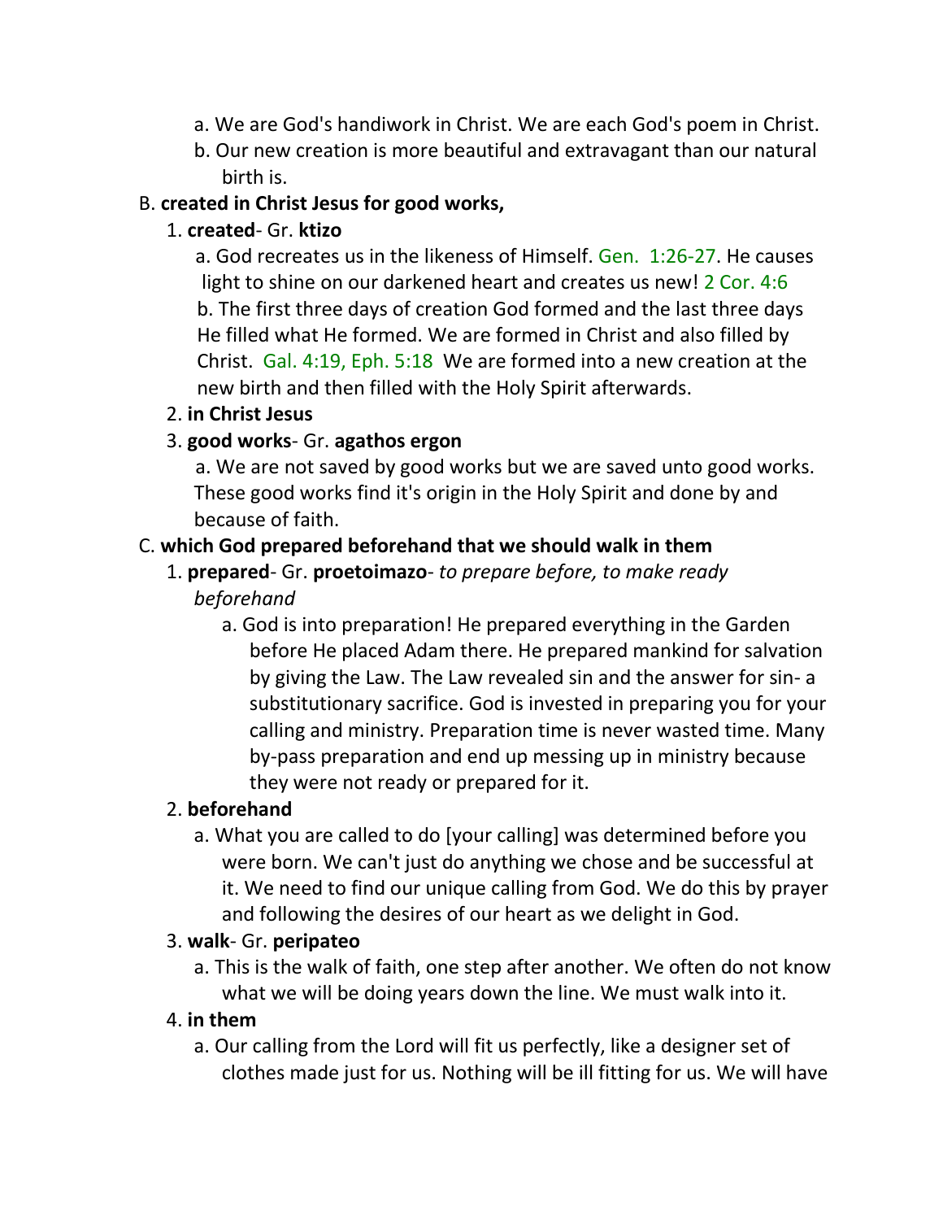a. We are God's handiwork in Christ. We are each God's poem in Christ.

b. Our new creation is more beautiful and extravagant than our natural birth is.

B. **created in Christ Jesus for good works,**

1. **created**- Gr. **ktizo**

a. God recreates us in the likeness of Himself. Gen. 1:26-27. He causes light to shine on our darkened heart and creates us new! 2 Cor. 4:6

b. The first three days of creation God formed and the last three days He filled what He formed. We are formed in Christ and also filled by Christ. Gal. 4:19, Eph. 5:18 We are formed into a new creation at the new birth and then filled with the Holy Spirit afterwards.

2. **in Christ Jesus**

3. **good works**- Gr. **agathos ergon**

a. We are not saved by good works but we are saved unto good works. These good works find it's origin in the Holy Spirit and done by and because of faith.

C. **which God prepared beforehand that we should walk in them**

1. **prepared**- Gr. **proetoimazo**- *to prepare before, to make ready beforehand*

a. God is into preparation! He prepared everything in the Garden before He placed Adam there. He prepared mankind for salvation by giving the Law. The Law revealed sin and the answer for sin- a substitutionary sacrifice. God is invested in preparing you for your calling and ministry. Preparation time is never wasted time. Many by-pass preparation and end up messing up in ministry because they were not ready or prepared for it.

2. **beforehand**

a. What you are called to do [your calling] was determined before you were born. We can't just do anything we chose and be successful at it. We need to find our unique calling from God. We do this by prayer and following the desires of our heart as we delight in God.

3. **walk**- Gr. **peripateo**

a. This is the walk of faith, one step after another. We often do not know what we will be doing years down the line. We must walk into it.

4. **in them**

a. Our calling from the Lord will fit us perfectly, like a designer set of clothes made just for us. Nothing will be ill fitting for us. We will have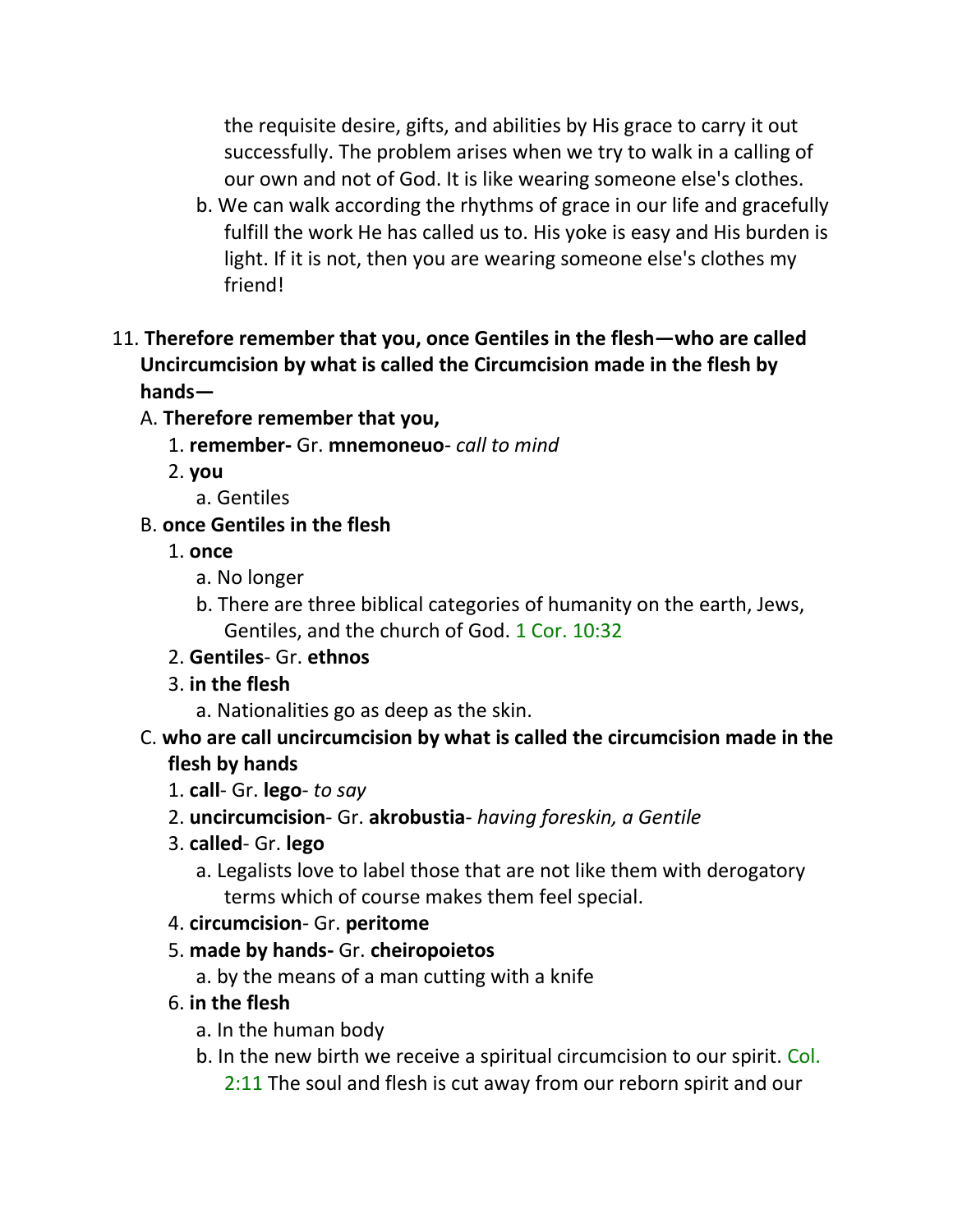the requisite desire, gifts, and abilities by His grace to carry it out successfully. The problem arises when we try to walk in a calling of our own and not of God. It is like wearing someone else's clothes.

b. We can walk according the rhythms of grace in our life and gracefully fulfill the work He has called us to. His yoke is easy and His burden is light. If it is not, then you are wearing someone else's clothes my friend!

11. **Therefore remember that you, once Gentiles in the flesh—who are called Uncircumcision by what is called the Circumcision made in the flesh by hands—**

   A. **Therefore remember that you,**

      1. **remember-** Gr. **mnemoneuo**- *call to mind*
      2. **you**
         a. Gentiles

   B. **once Gentiles in the flesh**

      1. **once**
         a. No longer
         b. There are three biblical categories of humanity on the earth, Jews, Gentiles, and the church of God. 1 Cor. 10:32
      2. **Gentiles**- Gr. **ethnos**
      3. **in the flesh**
         a. Nationalities go as deep as the skin.

   C. **who are call uncircumcision by what is called the circumcision made in the flesh by hands**

      1. **call**- Gr. **lego**- *to say*
      2. **uncircumcision**- Gr. **akrobustia**- *having foreskin, a Gentile*
      3. **called**- Gr. **lego**
         a. Legalists love to label those that are not like them with derogatory terms which of course makes them feel special.
      4. **circumcision**- Gr. **peritome**
      5. **made by hands-** Gr. **cheiropoietos**
         a. by the means of a man cutting with a knife
      6. **in the flesh**
         a. In the human body
         b. In the new birth we receive a spiritual circumcision to our spirit. Col. 2:11 The soul and flesh is cut away from our reborn spirit and our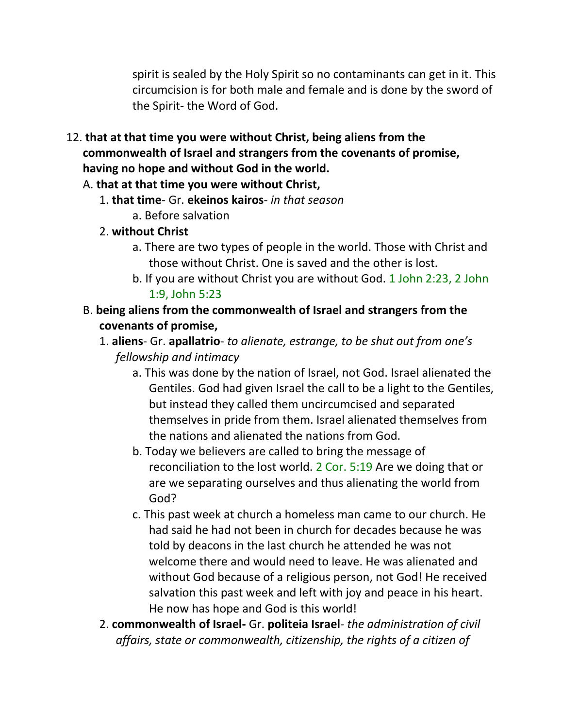spirit is sealed by the Holy Spirit so no contaminants can get in it. This circumcision is for both male and female and is done by the sword of the Spirit- the Word of God.

12. **that at that time you were without Christ, being aliens from the commonwealth of Israel and strangers from the covenants of promise, having no hope and without God in the world.**
   A. **that at that time you were without Christ,**
      1. **that time**- Gr. **ekeinos kairos**- *in that season*
         a. Before salvation
      2. **without Christ**
         a. There are two types of people in the world. Those with Christ and those without Christ. One is saved and the other is lost.
         b. If you are without Christ you are without God. 1 John 2:23, 2 John 1:9, John 5:23
   B. **being aliens from the commonwealth of Israel and strangers from the covenants of promise,**
      1. **aliens**- Gr. **apallatrio**- *to alienate, estrange, to be shut out from one's fellowship and intimacy*
         a. This was done by the nation of Israel, not God. Israel alienated the Gentiles. God had given Israel the call to be a light to the Gentiles, but instead they called them uncircumcised and separated themselves in pride from them. Israel alienated themselves from the nations and alienated the nations from God.
         b. Today we believers are called to bring the message of reconciliation to the lost world. 2 Cor. 5:19 Are we doing that or are we separating ourselves and thus alienating the world from God?
         c. This past week at church a homeless man came to our church. He had said he had not been in church for decades because he was told by deacons in the last church he attended he was not welcome there and would need to leave. He was alienated and without God because of a religious person, not God! He received salvation this past week and left with joy and peace in his heart. He now has hope and God is this world!
      2. **commonwealth of Israel-** Gr. **politeia Israel**- *the administration of civil affairs, state or commonwealth, citizenship, the rights of a citizen of*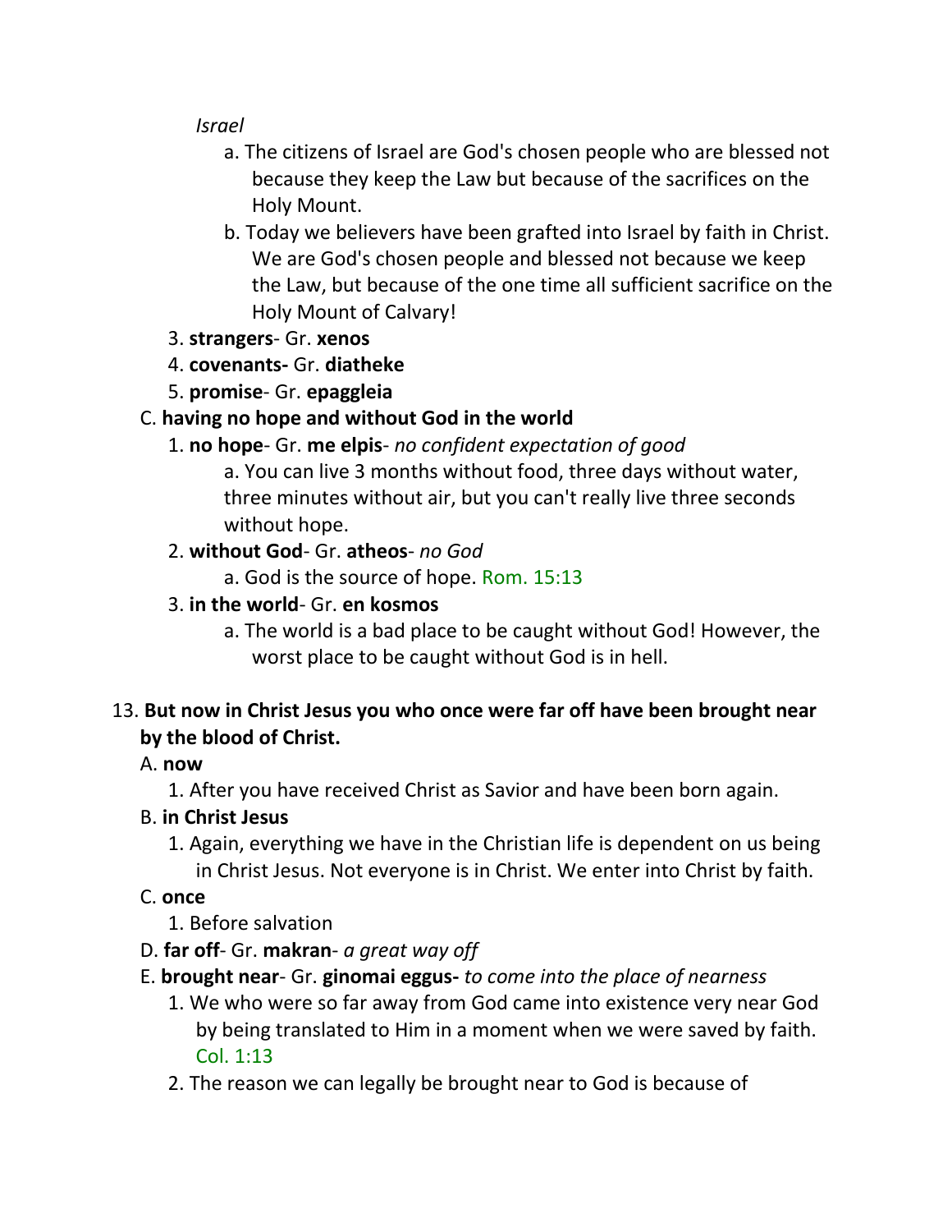*Israel*

- a. The citizens of Israel are God's chosen people who are blessed not because they keep the Law but because of the sacrifices on the Holy Mount.
- b. Today we believers have been grafted into Israel by faith in Christ. We are God's chosen people and blessed not because we keep the Law, but because of the one time all sufficient sacrifice on the Holy Mount of Calvary!

3. **strangers**- Gr. **xenos**
4. **covenants-** Gr. **diatheke**
5. **promise**- Gr. **epaggleia**

C. **having no hope and without God in the world**

1. **no hope**- Gr. **me elpis**- *no confident expectation of good*
   - a. You can live 3 months without food, three days without water, three minutes without air, but you can't really live three seconds without hope.
2. **without God**- Gr. **atheos**- *no God*
   - a. God is the source of hope. Rom. 15:13
3. **in the world**- Gr. **en kosmos**
   - a. The world is a bad place to be caught without God! However, the worst place to be caught without God is in hell.

13. **But now in Christ Jesus you who once were far off have been brought near by the blood of Christ.**

A. **now**

1. After you have received Christ as Savior and have been born again.

B. **in Christ Jesus**

1. Again, everything we have in the Christian life is dependent on us being in Christ Jesus. Not everyone is in Christ. We enter into Christ by faith.

C. **once**

1. Before salvation

D. **far off**- Gr. **makran**- *a great way off*

E. **brought near**- Gr. **ginomai eggus-** *to come into the place of nearness*

1. We who were so far away from God came into existence very near God by being translated to Him in a moment when we were saved by faith. Col. 1:13
2. The reason we can legally be brought near to God is because of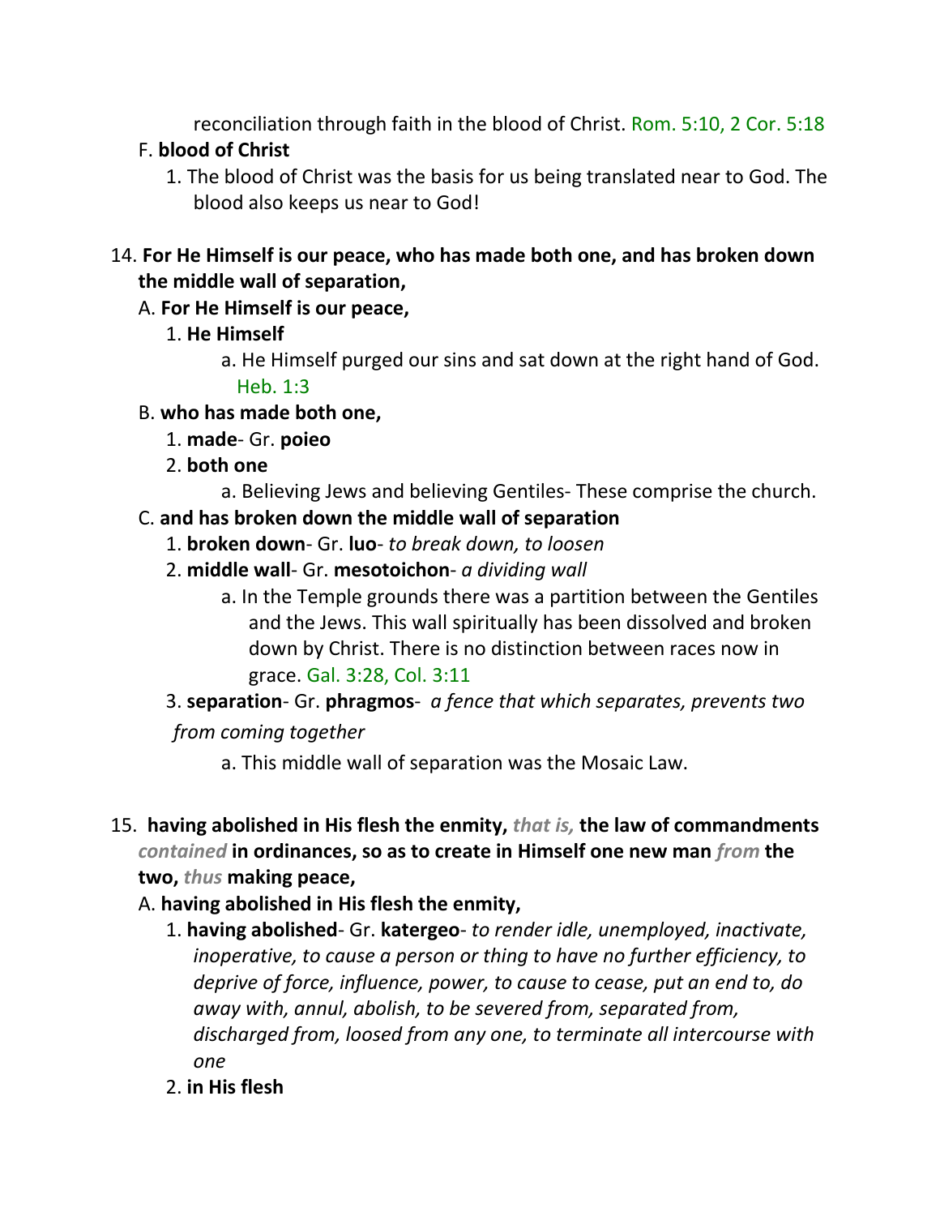reconciliation through faith in the blood of Christ. Rom. 5:10, 2 Cor. 5:18

F. **blood of Christ**

1. The blood of Christ was the basis for us being translated near to God. The blood also keeps us near to God!

14. **For He Himself is our peace, who has made both one, and has broken down the middle wall of separation,**

A. **For He Himself is our peace,**

1. **He Himself**

a. He Himself purged our sins and sat down at the right hand of God. Heb. 1:3

B. **who has made both one,**

1. **made**- Gr. **poieo**

2. **both one**

a. Believing Jews and believing Gentiles- These comprise the church.

C. **and has broken down the middle wall of separation**

1. **broken down**- Gr. **luo**- *to break down, to loosen*

2. **middle wall**- Gr. **mesotoichon**- *a dividing wall*

a. In the Temple grounds there was a partition between the Gentiles and the Jews. This wall spiritually has been dissolved and broken down by Christ. There is no distinction between races now in grace. Gal. 3:28, Col. 3:11

3. **separation**- Gr. **phragmos**- *a fence that which separates, prevents two from coming together*

a. This middle wall of separation was the Mosaic Law.

15. **having abolished in His flesh the enmity,** ***that is,*** **the law of commandments** ***contained*** **in ordinances, so as to create in Himself one new man** ***from*** **the two,** ***thus*** **making peace,**

A. **having abolished in His flesh the enmity,**

1. **having abolished**- Gr. **katergeo**- *to render idle, unemployed, inactivate, inoperative, to cause a person or thing to have no further efficiency, to deprive of force, influence, power, to cause to cease, put an end to, do away with, annul, abolish, to be severed from, separated from, discharged from, loosed from any one, to terminate all intercourse with one*

2. **in His flesh**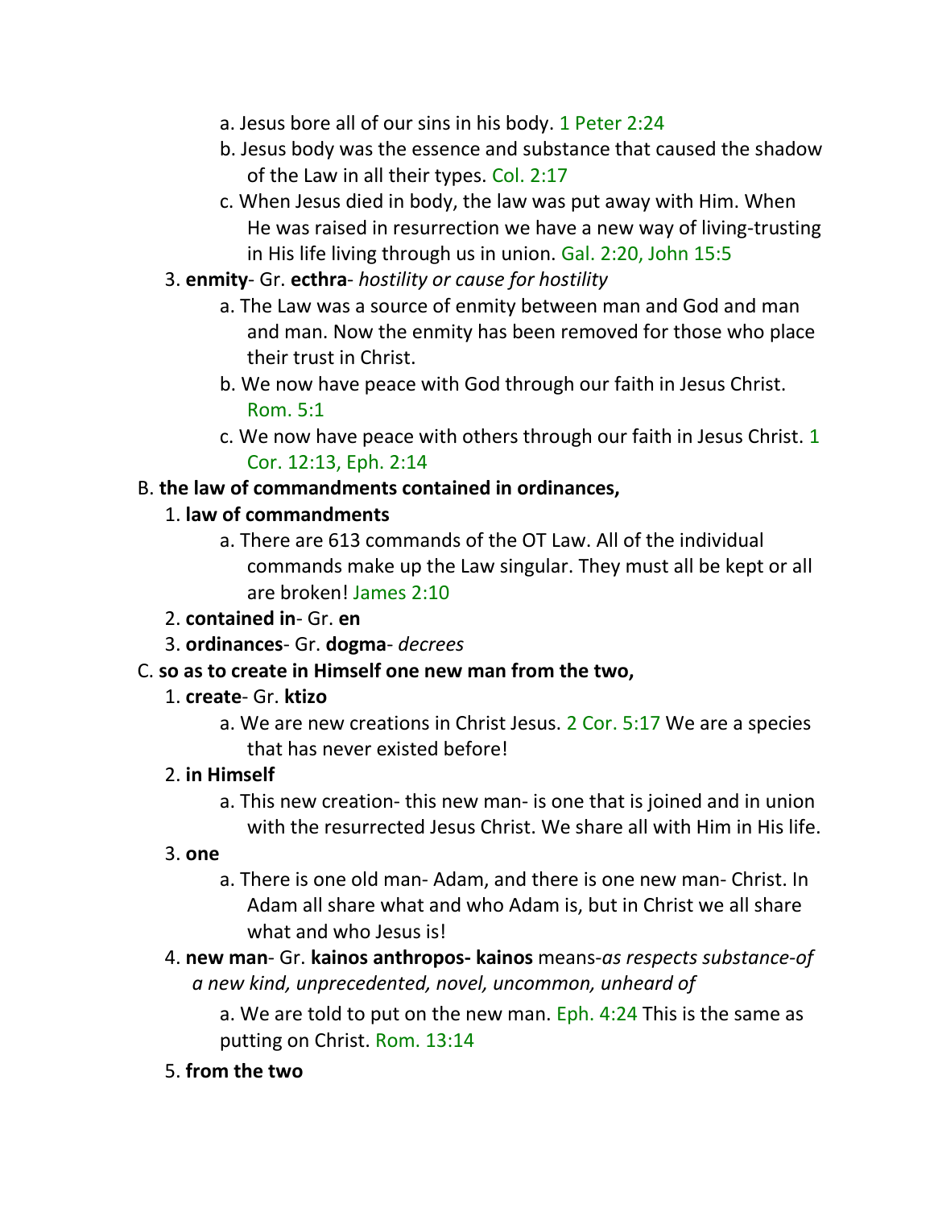a. Jesus bore all of our sins in his body. 1 Peter 2:24

b. Jesus body was the essence and substance that caused the shadow of the Law in all their types. Col. 2:17

c. When Jesus died in body, the law was put away with Him. When He was raised in resurrection we have a new way of living-trusting in His life living through us in union. Gal. 2:20, John 15:5

3. **enmity**- Gr. **ecthra**- *hostility or cause for hostility*

   a. The Law was a source of enmity between man and God and man and man. Now the enmity has been removed for those who place their trust in Christ.

   b. We now have peace with God through our faith in Jesus Christ. Rom. 5:1

   c. We now have peace with others through our faith in Jesus Christ. 1 Cor. 12:13, Eph. 2:14

B. **the law of commandments contained in ordinances,**

1. **law of commandments**

   a. There are 613 commands of the OT Law. All of the individual commands make up the Law singular. They must all be kept or all are broken! James 2:10

2. **contained in**- Gr. **en**

3. **ordinances**- Gr. **dogma**- *decrees*

C. **so as to create in Himself one new man from the two,**

1. **create**- Gr. **ktizo**

   a. We are new creations in Christ Jesus. 2 Cor. 5:17 We are a species that has never existed before!

2. **in Himself**

   a. This new creation- this new man- is one that is joined and in union with the resurrected Jesus Christ. We share all with Him in His life.

3. **one**

   a. There is one old man- Adam, and there is one new man- Christ. In Adam all share what and who Adam is, but in Christ we all share what and who Jesus is!

4. **new man**- Gr. **kainos anthropos- kainos** means-*as respects substance-of a new kind, unprecedented, novel, uncommon, unheard of*

   a. We are told to put on the new man. Eph. 4:24 This is the same as putting on Christ. Rom. 13:14

5. **from the two**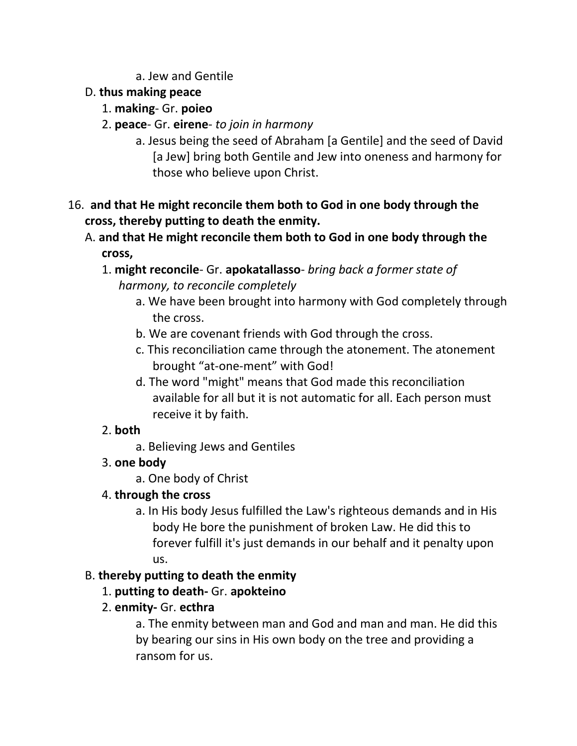a. Jew and Gentile

   D. **thus making peace**

      1. **making**- Gr. **poieo**

      2. **peace**- Gr. **eirene**- *to join in harmony*

         a. Jesus being the seed of Abraham [a Gentile] and the seed of David [a Jew] bring both Gentile and Jew into oneness and harmony for those who believe upon Christ.

16. **and that He might reconcile them both to God in one body through the cross, thereby putting to death the enmity.**

   A. **and that He might reconcile them both to God in one body through the cross,**

      1. **might reconcile**- Gr. **apokatallasso**- *bring back a former state of harmony, to reconcile completely*

         a. We have been brought into harmony with God completely through the cross.

         b. We are covenant friends with God through the cross.

         c. This reconciliation came through the atonement. The atonement brought "at-one-ment" with God!

         d. The word "might" means that God made this reconciliation available for all but it is not automatic for all. Each person must receive it by faith.

      2. **both**

         a. Believing Jews and Gentiles

      3. **one body**

         a. One body of Christ

      4. **through the cross**

         a. In His body Jesus fulfilled the Law's righteous demands and in His body He bore the punishment of broken Law. He did this to forever fulfill it's just demands in our behalf and it penalty upon us.

   B. **thereby putting to death the enmity**

      1. **putting to death-** Gr. **apokteino**

      2. **enmity-** Gr. **ecthra**

         a. The enmity between man and God and man and man. He did this by bearing our sins in His own body on the tree and providing a ransom for us.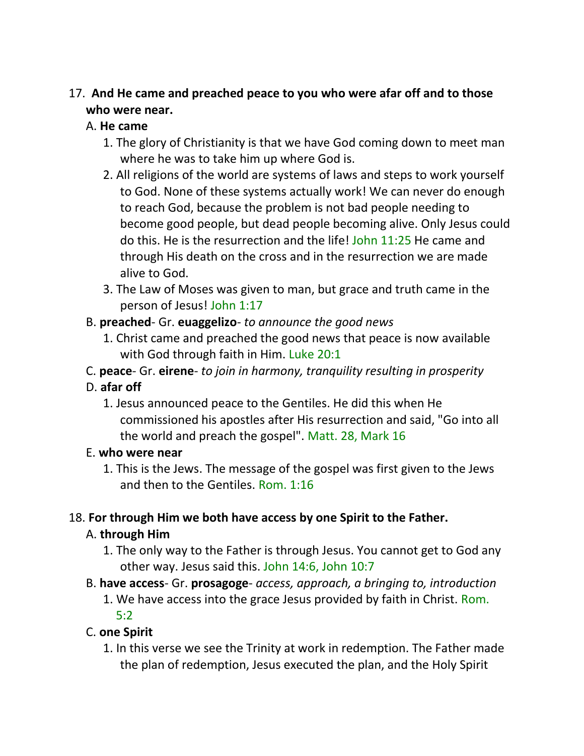17. **And He came and preached peace to you who were afar off and to those who were near.**

   A. **He came**

      1. The glory of Christianity is that we have God coming down to meet man where he was to take him up where God is.
      2. All religions of the world are systems of laws and steps to work yourself to God. None of these systems actually work! We can never do enough to reach God, because the problem is not bad people needing to become good people, but dead people becoming alive. Only Jesus could do this. He is the resurrection and the life! John 11:25 He came and through His death on the cross and in the resurrection we are made alive to God.
      3. The Law of Moses was given to man, but grace and truth came in the person of Jesus! John 1:17

   B. **preached**- Gr. **euaggelizo**- *to announce the good news*

      1. Christ came and preached the good news that peace is now available with God through faith in Him. Luke 20:1

   C. **peace**- Gr. **eirene**- *to join in harmony, tranquility resulting in prosperity*

   D. **afar off**

      1. Jesus announced peace to the Gentiles. He did this when He commissioned his apostles after His resurrection and said, "Go into all the world and preach the gospel". Matt. 28, Mark 16

   E. **who were near**

      1. This is the Jews. The message of the gospel was first given to the Jews and then to the Gentiles. Rom. 1:16

18. **For through Him we both have access by one Spirit to the Father.**

   A. **through Him**

      1. The only way to the Father is through Jesus. You cannot get to God any other way. Jesus said this. John 14:6, John 10:7

   B. **have access**- Gr. **prosagoge**- *access, approach, a bringing to, introduction*

      1. We have access into the grace Jesus provided by faith in Christ. Rom. 5:2

   C. **one Spirit**

      1. In this verse we see the Trinity at work in redemption. The Father made the plan of redemption, Jesus executed the plan, and the Holy Spirit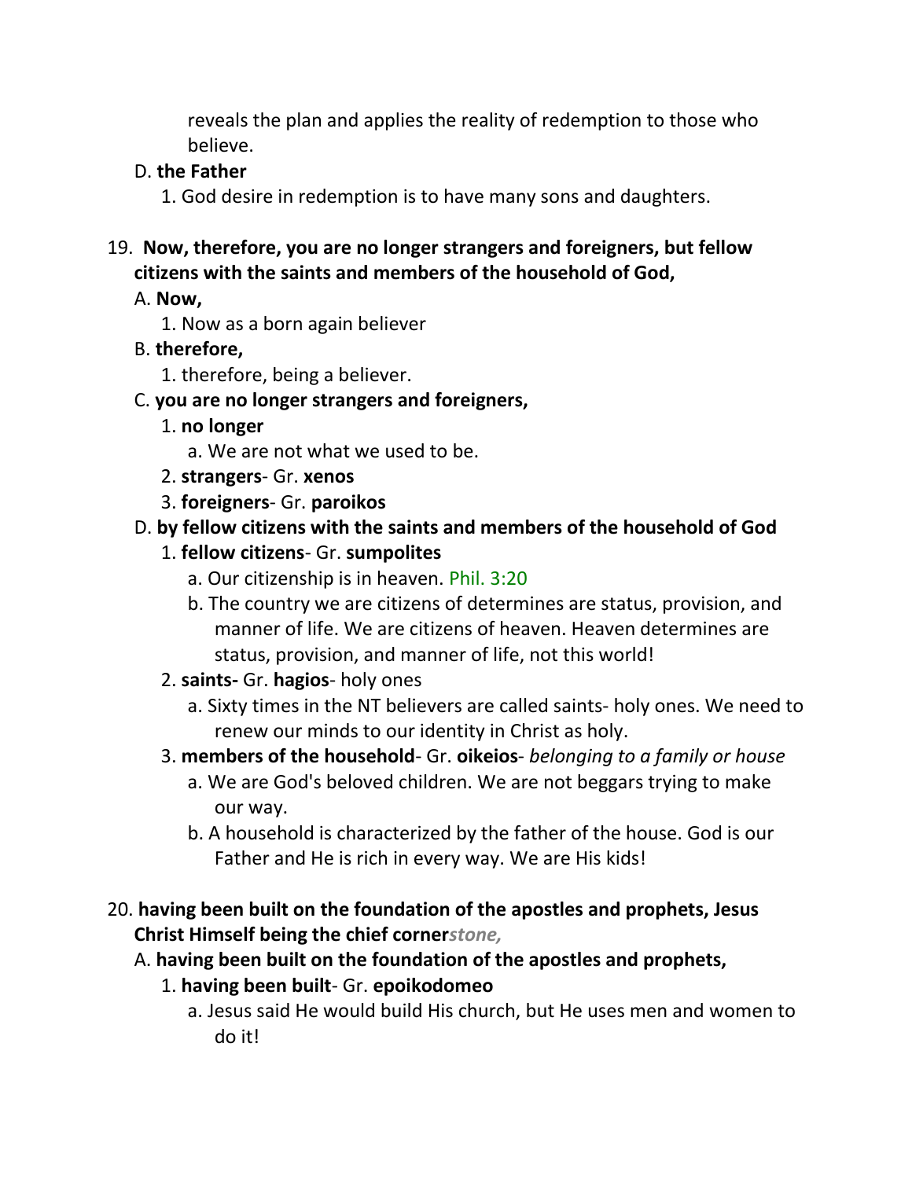reveals the plan and applies the reality of redemption to those who believe.

D. **the Father**

1. God desire in redemption is to have many sons and daughters.

19. **Now, therefore, you are no longer strangers and foreigners, but fellow citizens with the saints and members of the household of God,**

A. **Now,**

1. Now as a born again believer

B. **therefore,**

1. therefore, being a believer.

C. **you are no longer strangers and foreigners,**

1. **no longer**
   a. We are not what we used to be.
2. **strangers**- Gr. **xenos**
3. **foreigners**- Gr. **paroikos**

D. **by fellow citizens with the saints and members of the household of God**

1. **fellow citizens**- Gr. **sumpolites**
   a. Our citizenship is in heaven. Phil. 3:20
   b. The country we are citizens of determines are status, provision, and manner of life. We are citizens of heaven. Heaven determines are status, provision, and manner of life, not this world!
2. **saints-** Gr. **hagios**- holy ones
   a. Sixty times in the NT believers are called saints- holy ones. We need to renew our minds to our identity in Christ as holy.
3. **members of the household**- Gr. **oikeios**- *belonging to a family or house*
   a. We are God's beloved children. We are not beggars trying to make our way.
   b. A household is characterized by the father of the house. God is our Father and He is rich in every way. We are His kids!

20. **having been built on the foundation of the apostles and prophets, Jesus Christ Himself being the chief corner*stone,***

A. **having been built on the foundation of the apostles and prophets,**

1. **having been built**- Gr. **epoikodomeo**
   a. Jesus said He would build His church, but He uses men and women to do it!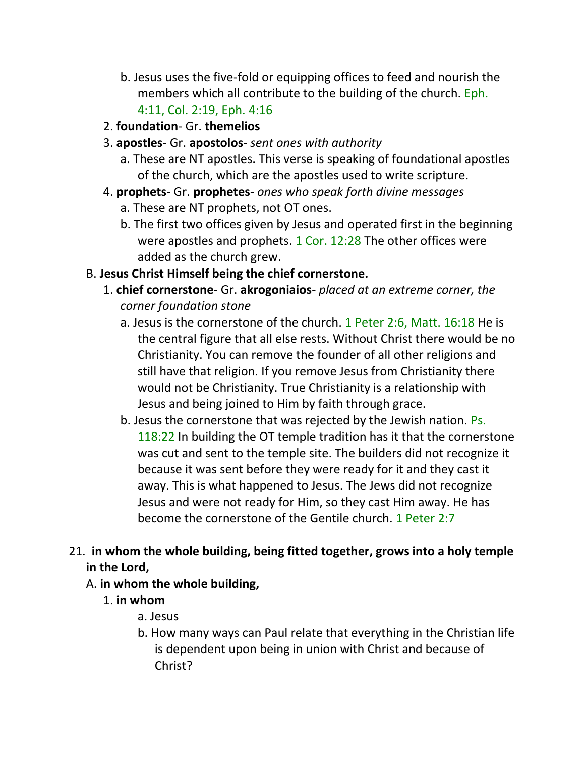b. Jesus uses the five-fold or equipping offices to feed and nourish the members which all contribute to the building of the church. Eph. 4:11, Col. 2:19, Eph. 4:16

2. **foundation**- Gr. **themelios**

3. **apostles**- Gr. **apostolos**- *sent ones with authority*
   a. These are NT apostles. This verse is speaking of foundational apostles of the church, which are the apostles used to write scripture.

4. **prophets**- Gr. **prophetes**- *ones who speak forth divine messages*
   a. These are NT prophets, not OT ones.
   b. The first two offices given by Jesus and operated first in the beginning were apostles and prophets. 1 Cor. 12:28 The other offices were added as the church grew.

B. **Jesus Christ Himself being the chief cornerstone.**

1. **chief cornerstone**- Gr. **akrogoniaios**- *placed at an extreme corner, the corner foundation stone*
   a. Jesus is the cornerstone of the church. 1 Peter 2:6, Matt. 16:18 He is the central figure that all else rests. Without Christ there would be no Christianity. You can remove the founder of all other religions and still have that religion. If you remove Jesus from Christianity there would not be Christianity. True Christianity is a relationship with Jesus and being joined to Him by faith through grace.
   b. Jesus the cornerstone that was rejected by the Jewish nation. Ps. 118:22 In building the OT temple tradition has it that the cornerstone was cut and sent to the temple site. The builders did not recognize it because it was sent before they were ready for it and they cast it away. This is what happened to Jesus. The Jews did not recognize Jesus and were not ready for Him, so they cast Him away. He has become the cornerstone of the Gentile church. 1 Peter 2:7

21. **in whom the whole building, being fitted together, grows into a holy temple in the Lord,**

A. **in whom the whole building,**

1. **in whom**
   a. Jesus
   b. How many ways can Paul relate that everything in the Christian life is dependent upon being in union with Christ and because of Christ?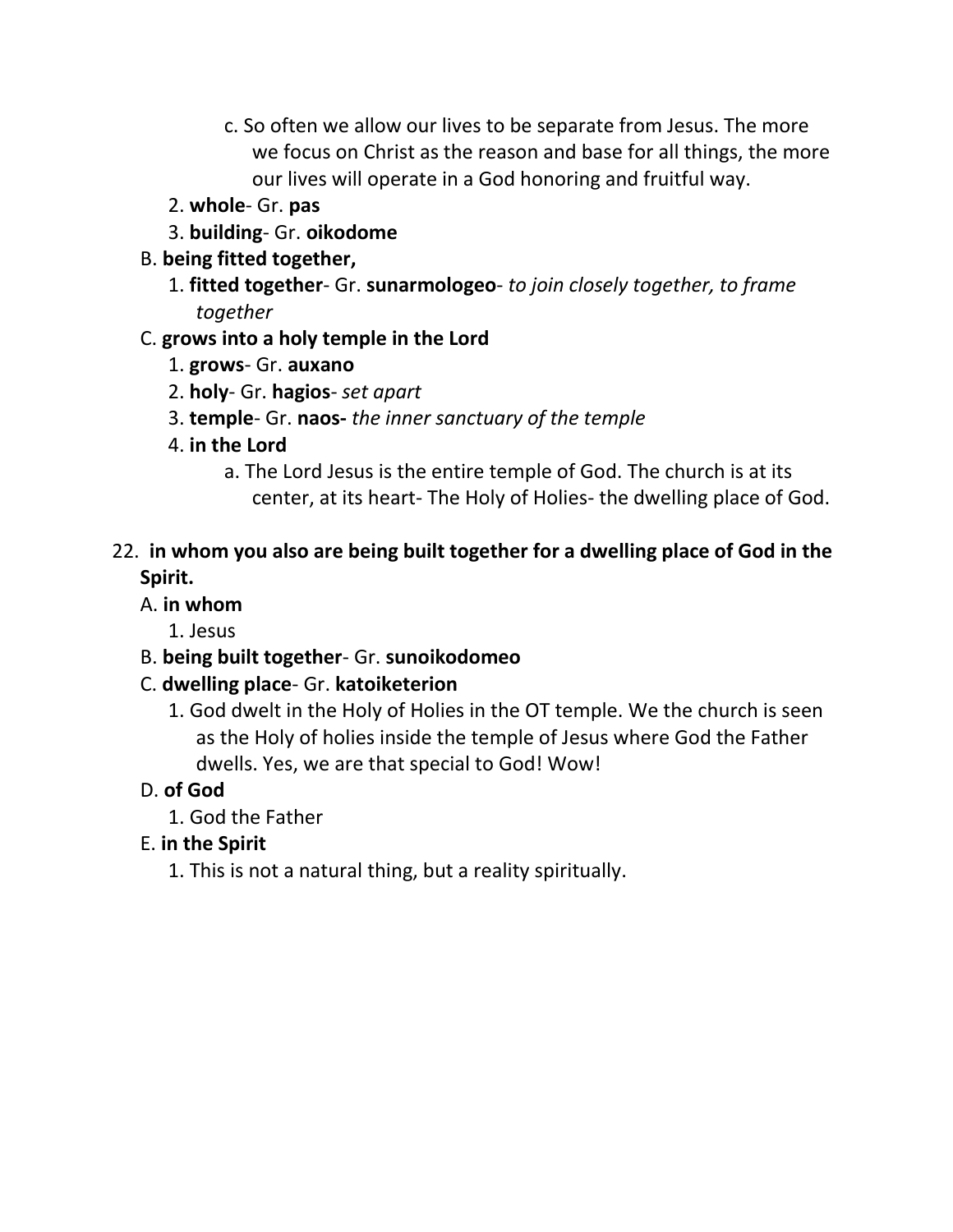c. So often we allow our lives to be separate from Jesus. The more we focus on Christ as the reason and base for all things, the more our lives will operate in a God honoring and fruitful way.

2. **whole**- Gr. **pas**
3. **building**- Gr. **oikodome**

B. **being fitted together,**

1. **fitted together**- Gr. **sunarmologeo**- *to join closely together, to frame together*

C. **grows into a holy temple in the Lord**

1. **grows**- Gr. **auxano**
2. **holy**- Gr. **hagios**- *set apart*
3. **temple**- Gr. **naos-** *the inner sanctuary of the temple*
4. **in the Lord**

a. The Lord Jesus is the entire temple of God. The church is at its center, at its heart- The Holy of Holies- the dwelling place of God.

22. **in whom you also are being built together for a dwelling place of God in the Spirit.**

A. **in whom**

1. Jesus

B. **being built together**- Gr. **sunoikodomeo**

C. **dwelling place**- Gr. **katoiketerion**

1. God dwelt in the Holy of Holies in the OT temple. We the church is seen as the Holy of holies inside the temple of Jesus where God the Father dwells. Yes, we are that special to God! Wow!

D. **of God**

1. God the Father

E. **in the Spirit**

1. This is not a natural thing, but a reality spiritually.